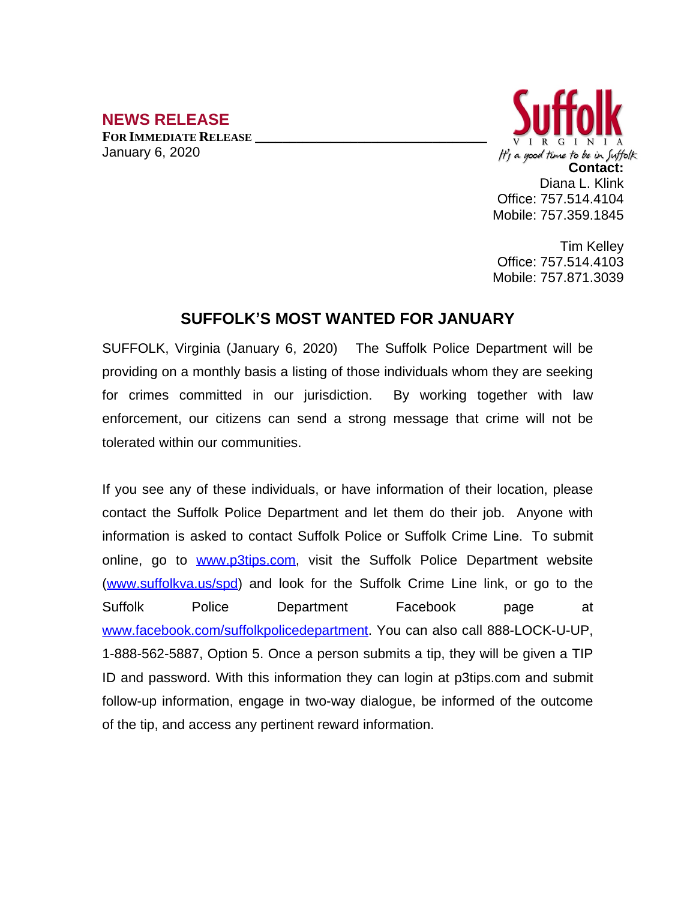**NEWS RELEASE**

**FOR IMMEDIATE RELEASE** \_\_\_\_\_\_\_\_\_\_\_\_\_\_\_\_\_\_\_\_\_\_\_\_\_\_\_\_\_\_\_\_\_\_

January 6, 2020

Suffolk
VIRGINIA
It's a good time to be in Suffolk

**Contact:**
Diana L. Klink
Office: 757.514.4104
Mobile: 757.359.1845

Tim Kelley
Office: 757.514.4103
Mobile: 757.871.3039

## SUFFOLK'S MOST WANTED FOR JANUARY

SUFFOLK, Virginia (January 6, 2020) The Suffolk Police Department will be providing on a monthly basis a listing of those individuals whom they are seeking for crimes committed in our jurisdiction. By working together with law enforcement, our citizens can send a strong message that crime will not be tolerated within our communities.

If you see any of these individuals, or have information of their location, please contact the Suffolk Police Department and let them do their job. Anyone with information is asked to contact Suffolk Police or Suffolk Crime Line. To submit online, go to [www.p3tips.com](http://www.p3tips.com), visit the Suffolk Police Department website ([www.suffolkva.us/spd](http://www.suffolkva.us/spd)) and look for the Suffolk Crime Line link, or go to the Suffolk Police Department Facebook page at [www.facebook.com/suffolkpolicedepartment](http://www.facebook.com/suffolkpolicedepartment). You can also call 888-LOCK-U-UP, 1-888-562-5887, Option 5. Once a person submits a tip, they will be given a TIP ID and password. With this information they can login at p3tips.com and submit follow-up information, engage in two-way dialogue, be informed of the outcome of the tip, and access any pertinent reward information.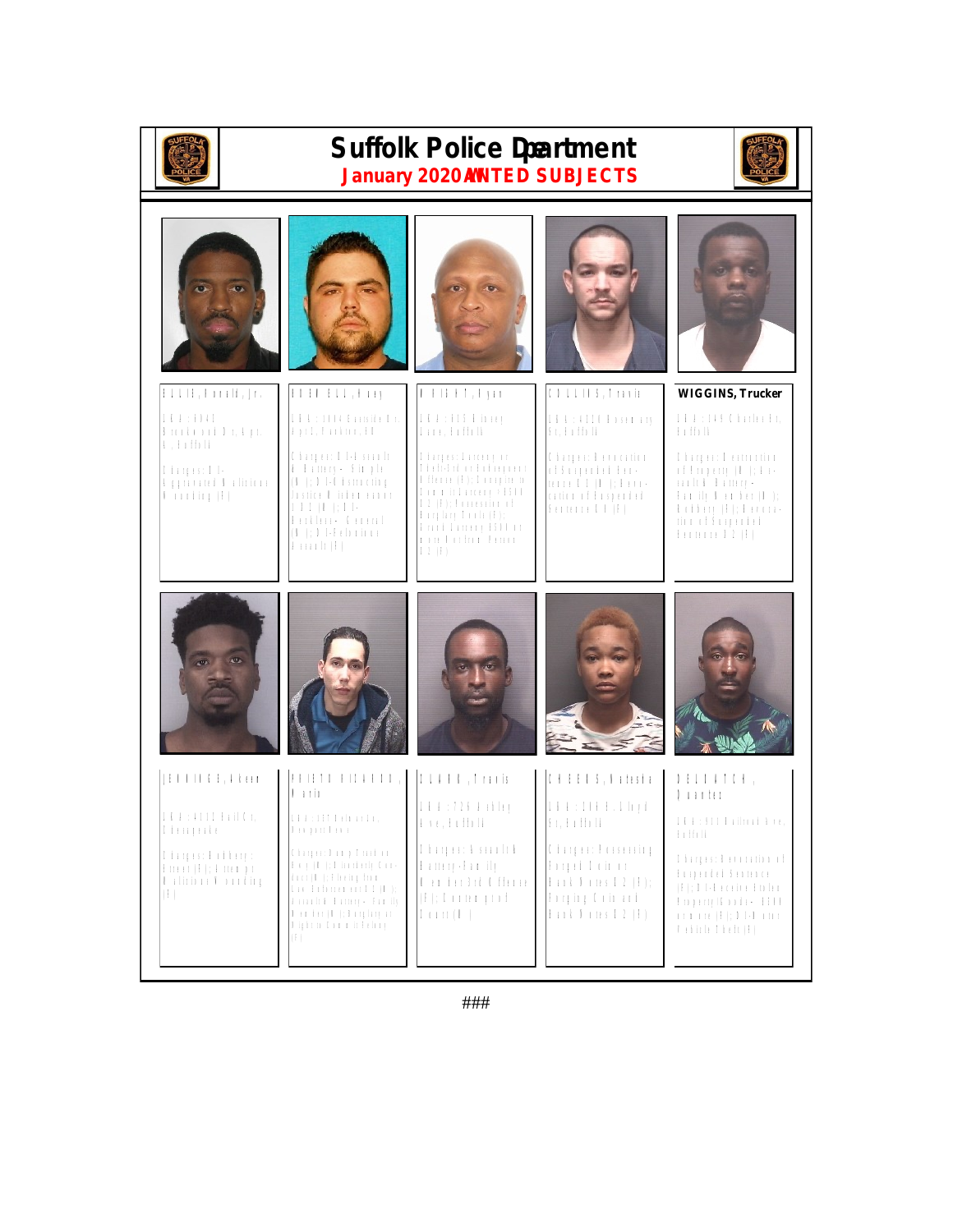# Suffolk Police Department

## January 2020 WANTED SUBJECTS

**WIGGINS, Trucker**

###